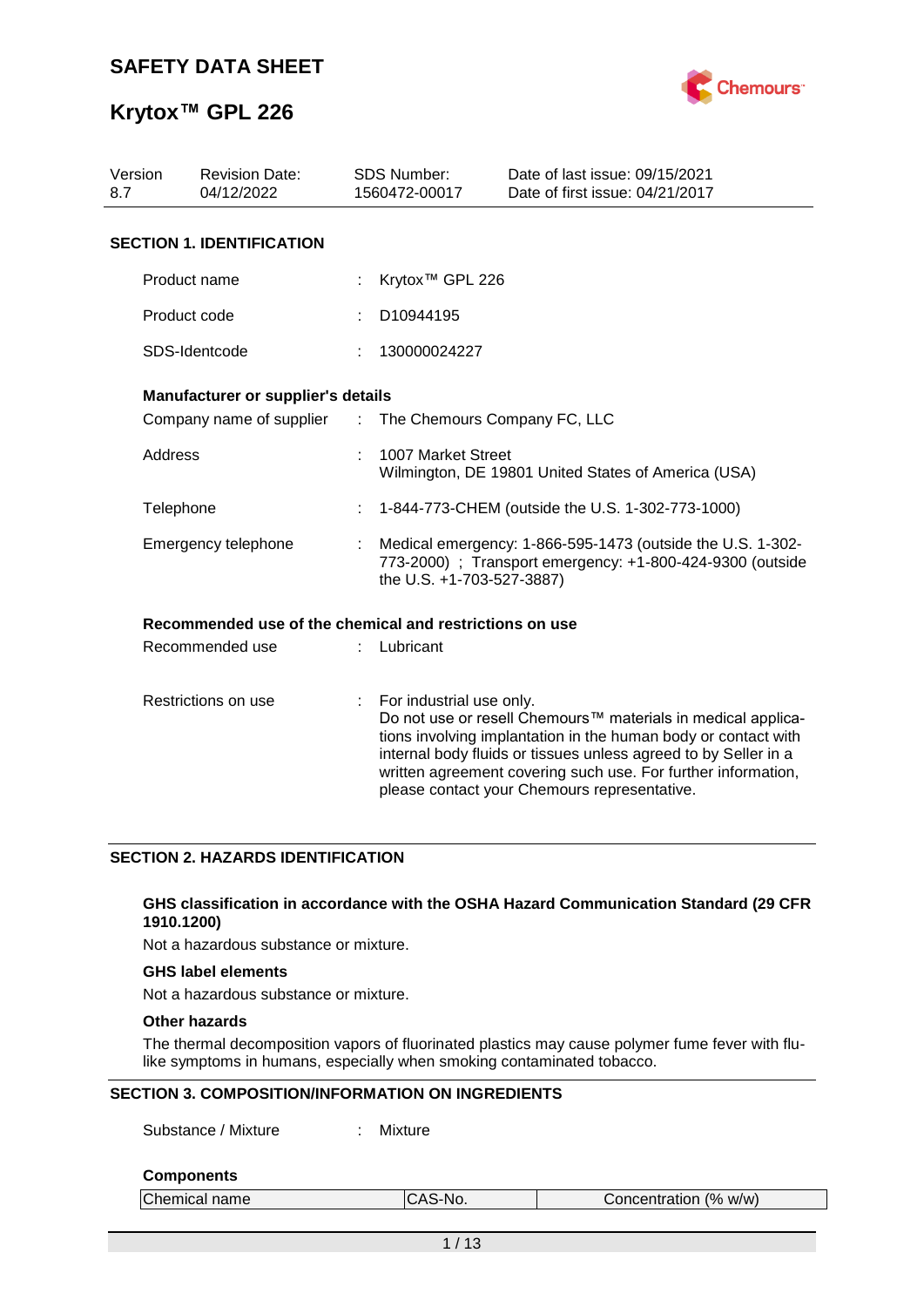# SAFETY DATA SHEET

# Krytox™ GPL 226

| Version | Revision Date: | SDS Number: | Date of last issue: 09/15/2021 |
|---|---|---|---|
| 8.7 | 04/12/2022 | 1560472-00017 | Date of first issue: 04/21/2017 |

## SECTION 1. IDENTIFICATION

Product name : Krytox™ GPL 226

Product code : D10944195

SDS-Identcode : 130000024227

**Manufacturer or supplier's details**

Company name of supplier : The Chemours Company FC, LLC

Address : 1007 Market Street
Wilmington, DE 19801 United States of America (USA)

Telephone : 1-844-773-CHEM (outside the U.S. 1-302-773-1000)

Emergency telephone : Medical emergency: 1-866-595-1473 (outside the U.S. 1-302-773-2000) ; Transport emergency: +1-800-424-9300 (outside the U.S. +1-703-527-3887)

**Recommended use of the chemical and restrictions on use**

Recommended use : Lubricant

Restrictions on use : For industrial use only.
Do not use or resell Chemours™ materials in medical applications involving implantation in the human body or contact with internal body fluids or tissues unless agreed to by Seller in a written agreement covering such use. For further information, please contact your Chemours representative.

## SECTION 2. HAZARDS IDENTIFICATION

**GHS classification in accordance with the OSHA Hazard Communication Standard (29 CFR 1910.1200)**

Not a hazardous substance or mixture.

**GHS label elements**

Not a hazardous substance or mixture.

**Other hazards**

The thermal decomposition vapors of fluorinated plastics may cause polymer fume fever with flu-like symptoms in humans, especially when smoking contaminated tobacco.

## SECTION 3. COMPOSITION/INFORMATION ON INGREDIENTS

Substance / Mixture : Mixture

**Components**

| Chemical name | CAS-No. | Concentration (% w/w) |
|---|---|---|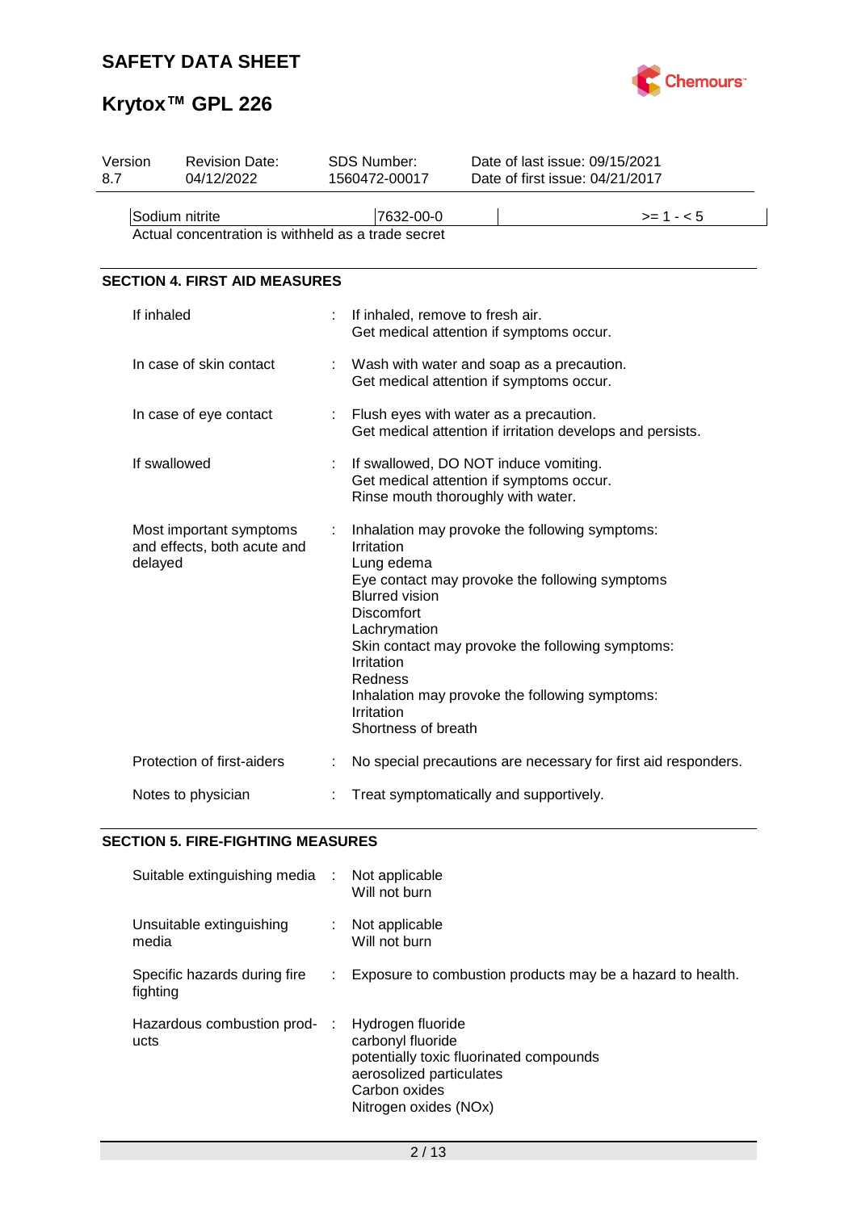| Sodium nitrite | 7632-00-0 | | >= 1 - < 5 |
|---|---|---|---|

Actual concentration is withheld as a trade secret

## SECTION 4. FIRST AID MEASURES

| | | |
|---|---|---|
| If inhaled | : | If inhaled, remove to fresh air.<br>Get medical attention if symptoms occur. |
| In case of skin contact | : | Wash with water and soap as a precaution.<br>Get medical attention if symptoms occur. |
| In case of eye contact | : | Flush eyes with water as a precaution.<br>Get medical attention if irritation develops and persists. |
| If swallowed | : | If swallowed, DO NOT induce vomiting.<br>Get medical attention if symptoms occur.<br>Rinse mouth thoroughly with water. |
| Most important symptoms and effects, both acute and delayed | : | Inhalation may provoke the following symptoms:<br>Irritation<br>Lung edema<br>Eye contact may provoke the following symptoms<br>Blurred vision<br>Discomfort<br>Lachrymation<br>Skin contact may provoke the following symptoms:<br>Irritation<br>Redness<br>Inhalation may provoke the following symptoms:<br>Irritation<br>Shortness of breath |
| Protection of first-aiders | : | No special precautions are necessary for first aid responders. |
| Notes to physician | : | Treat symptomatically and supportively. |

## SECTION 5. FIRE-FIGHTING MEASURES

| | | |
|---|---|---|
| Suitable extinguishing media | : | Not applicable<br>Will not burn |
| Unsuitable extinguishing media | : | Not applicable<br>Will not burn |
| Specific hazards during fire fighting | : | Exposure to combustion products may be a hazard to health. |
| Hazardous combustion products | : | Hydrogen fluoride<br>carbonyl fluoride<br>potentially toxic fluorinated compounds<br>aerosolized particulates<br>Carbon oxides<br>Nitrogen oxides (NOx) |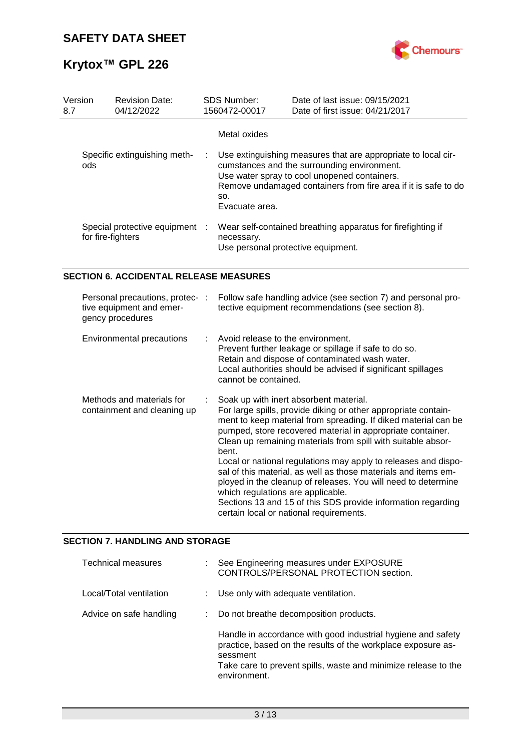| | | |
|---|---|---|
| | | Metal oxides |
| Specific extinguishing methods | : | Use extinguishing measures that are appropriate to local circumstances and the surrounding environment.<br>Use water spray to cool unopened containers.<br>Remove undamaged containers from fire area if it is safe to do so.<br>Evacuate area. |
| Special protective equipment for fire-fighters | : | Wear self-contained breathing apparatus for firefighting if necessary.<br>Use personal protective equipment. |

## SECTION 6. ACCIDENTAL RELEASE MEASURES

| | | |
|---|---|---|
| Personal precautions, protective equipment and emergency procedures | : | Follow safe handling advice (see section 7) and personal protective equipment recommendations (see section 8). |
| Environmental precautions | : | Avoid release to the environment.<br>Prevent further leakage or spillage if safe to do so.<br>Retain and dispose of contaminated wash water.<br>Local authorities should be advised if significant spillages cannot be contained. |
| Methods and materials for containment and cleaning up | : | Soak up with inert absorbent material.<br>For large spills, provide diking or other appropriate containment to keep material from spreading. If diked material can be pumped, store recovered material in appropriate container.<br>Clean up remaining materials from spill with suitable absorbent.<br>Local or national regulations may apply to releases and disposal of this material, as well as those materials and items employed in the cleanup of releases. You will need to determine which regulations are applicable.<br>Sections 13 and 15 of this SDS provide information regarding certain local or national requirements. |

## SECTION 7. HANDLING AND STORAGE

| | | |
|---|---|---|
| Technical measures | : | See Engineering measures under EXPOSURE CONTROLS/PERSONAL PROTECTION section. |
| Local/Total ventilation | : | Use only with adequate ventilation. |
| Advice on safe handling | : | Do not breathe decomposition products.<br><br>Handle in accordance with good industrial hygiene and safety practice, based on the results of the workplace exposure assessment<br>Take care to prevent spills, waste and minimize release to the environment. |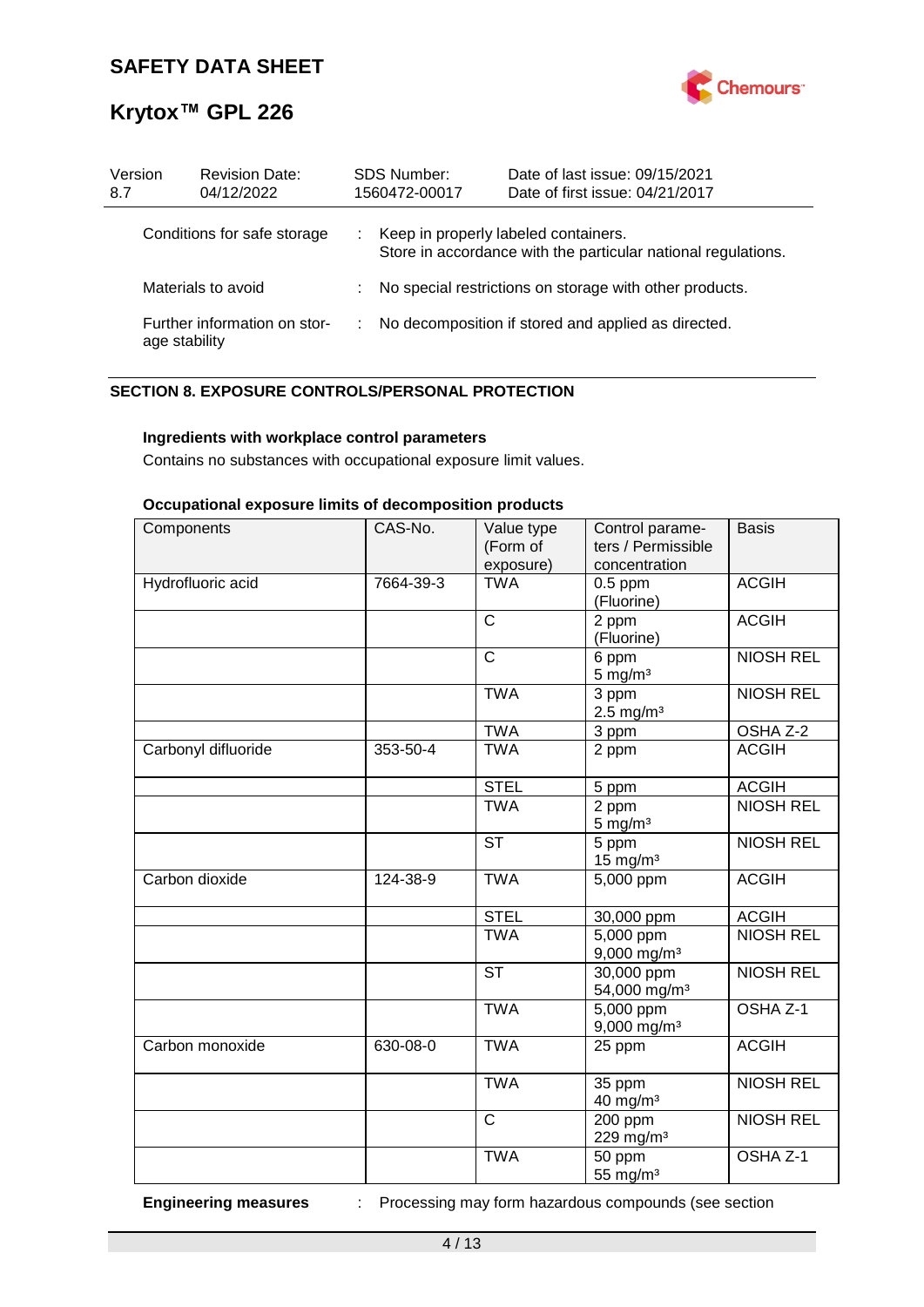| Conditions for safe storage | : | Keep in properly labeled containers. Store in accordance with the particular national regulations. |
|---|---|---|
| Materials to avoid | : | No special restrictions on storage with other products. |
| Further information on storage stability | : | No decomposition if stored and applied as directed. |

## SECTION 8. EXPOSURE CONTROLS/PERSONAL PROTECTION

**Ingredients with workplace control parameters**

Contains no substances with occupational exposure limit values.

**Occupational exposure limits of decomposition products**

| Components | CAS-No. | Value type (Form of exposure) | Control parameters / Permissible concentration | Basis |
|---|---|---|---|---|
| Hydrofluoric acid | 7664-39-3 | TWA | 0.5 ppm (Fluorine) | ACGIH |
| | | C | 2 ppm (Fluorine) | ACGIH |
| | | C | 6 ppm 5 mg/m³ | NIOSH REL |
| | | TWA | 3 ppm 2.5 mg/m³ | NIOSH REL |
| | | TWA | 3 ppm | OSHA Z-2 |
| Carbonyl difluoride | 353-50-4 | TWA | 2 ppm | ACGIH |
| | | STEL | 5 ppm | ACGIH |
| | | TWA | 2 ppm 5 mg/m³ | NIOSH REL |
| | | ST | 5 ppm 15 mg/m³ | NIOSH REL |
| Carbon dioxide | 124-38-9 | TWA | 5,000 ppm | ACGIH |
| | | STEL | 30,000 ppm | ACGIH |
| | | TWA | 5,000 ppm 9,000 mg/m³ | NIOSH REL |
| | | ST | 30,000 ppm 54,000 mg/m³ | NIOSH REL |
| | | TWA | 5,000 ppm 9,000 mg/m³ | OSHA Z-1 |
| Carbon monoxide | 630-08-0 | TWA | 25 ppm | ACGIH |
| | | TWA | 35 ppm 40 mg/m³ | NIOSH REL |
| | | C | 200 ppm 229 mg/m³ | NIOSH REL |
| | | TWA | 50 ppm 55 mg/m³ | OSHA Z-1 |

**Engineering measures** : Processing may form hazardous compounds (see section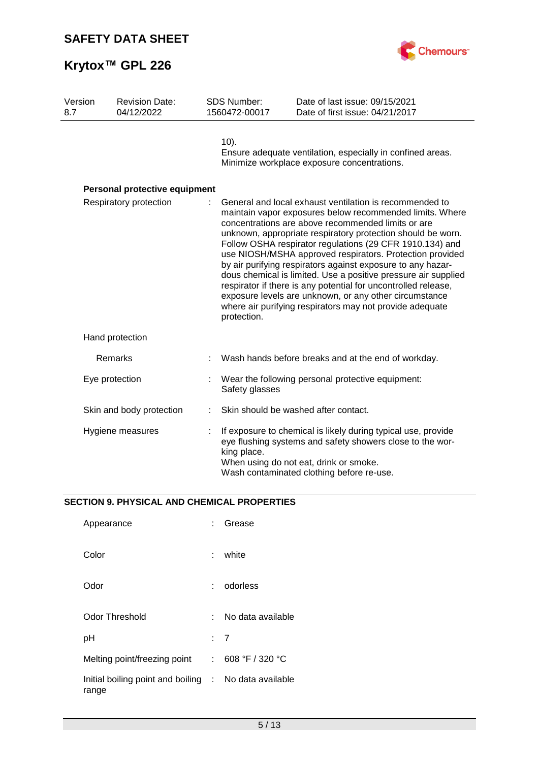10).
Ensure adequate ventilation, especially in confined areas.
Minimize workplace exposure concentrations.

**Personal protective equipment**

| | | |
|---|---|---|
| Respiratory protection | : | General and local exhaust ventilation is recommended to maintain vapor exposures below recommended limits. Where concentrations are above recommended limits or are unknown, appropriate respiratory protection should be worn. Follow OSHA respirator regulations (29 CFR 1910.134) and use NIOSH/MSHA approved respirators. Protection provided by air purifying respirators against exposure to any hazardous chemical is limited. Use a positive pressure air supplied respirator if there is any potential for uncontrolled release, exposure levels are unknown, or any other circumstance where air purifying respirators may not provide adequate protection. |
| Hand protection | | |
| Remarks | : | Wash hands before breaks and at the end of workday. |
| Eye protection | : | Wear the following personal protective equipment: Safety glasses |
| Skin and body protection | : | Skin should be washed after contact. |
| Hygiene measures | : | If exposure to chemical is likely during typical use, provide eye flushing systems and safety showers close to the working place. When using do not eat, drink or smoke. Wash contaminated clothing before re-use. |

## SECTION 9. PHYSICAL AND CHEMICAL PROPERTIES

| | | |
|---|---|---|
| Appearance | : | Grease |
| Color | : | white |
| Odor | : | odorless |
| Odor Threshold | : | No data available |
| pH | : | 7 |
| Melting point/freezing point | : | 608 °F / 320 °C |
| Initial boiling point and boiling range | : | No data available |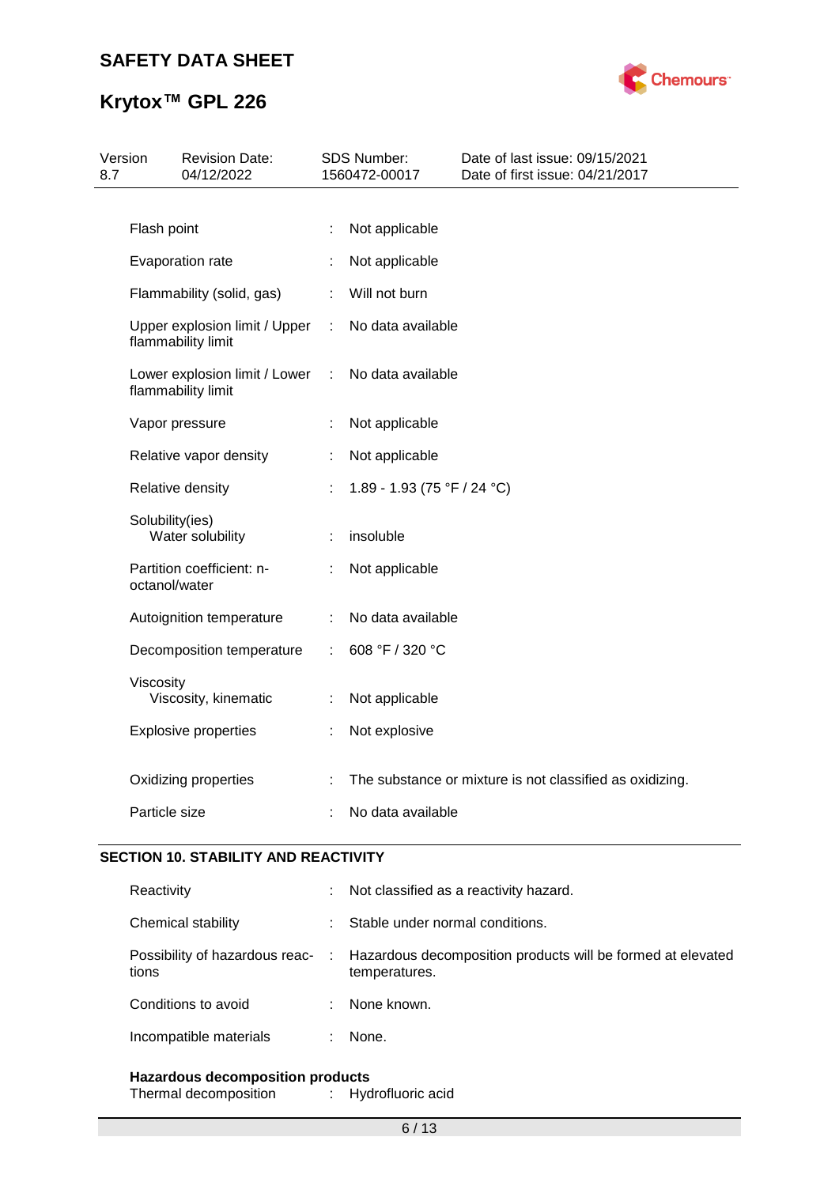| | | |
|---|---|---|
| Flash point | : | Not applicable |
| Evaporation rate | : | Not applicable |
| Flammability (solid, gas) | : | Will not burn |
| Upper explosion limit / Upper flammability limit | : | No data available |
| Lower explosion limit / Lower flammability limit | : | No data available |
| Vapor pressure | : | Not applicable |
| Relative vapor density | : | Not applicable |
| Relative density | : | 1.89 - 1.93 (75 °F / 24 °C) |
| Solubility(ies)<br>Water solubility | : | insoluble |
| Partition coefficient: n-octanol/water | : | Not applicable |
| Autoignition temperature | : | No data available |
| Decomposition temperature | : | 608 °F / 320 °C |
| Viscosity<br>Viscosity, kinematic | : | Not applicable |
| Explosive properties | : | Not explosive |
| Oxidizing properties | : | The substance or mixture is not classified as oxidizing. |
| Particle size | : | No data available |

## SECTION 10. STABILITY AND REACTIVITY

| | | |
|---|---|---|
| Reactivity | : | Not classified as a reactivity hazard. |
| Chemical stability | : | Stable under normal conditions. |
| Possibility of hazardous reactions | : | Hazardous decomposition products will be formed at elevated temperatures. |
| Conditions to avoid | : | None known. |
| Incompatible materials | : | None. |

**Hazardous decomposition products**

| | | |
|---|---|---|
| Thermal decomposition | : | Hydrofluoric acid |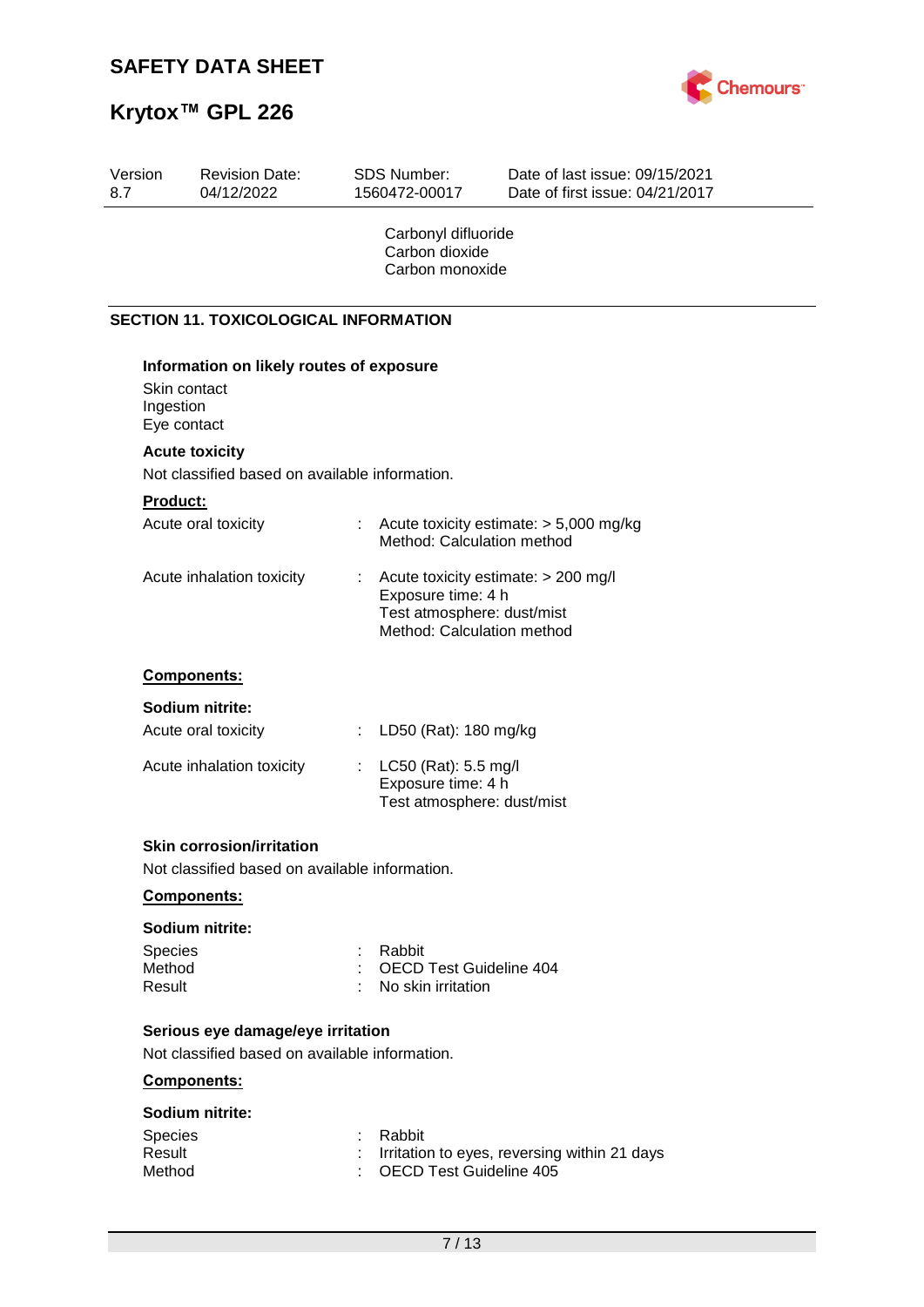Carbonyl difluoride
Carbon dioxide
Carbon monoxide

## SECTION 11. TOXICOLOGICAL INFORMATION

**Information on likely routes of exposure**

Skin contact
Ingestion
Eye contact

**Acute toxicity**

Not classified based on available information.

**Product:**

| | | |
|---|---|---|
| Acute oral toxicity | : | Acute toxicity estimate: > 5,000 mg/kg<br>Method: Calculation method |
| Acute inhalation toxicity | : | Acute toxicity estimate: > 200 mg/l<br>Exposure time: 4 h<br>Test atmosphere: dust/mist<br>Method: Calculation method |

**Components:**

**Sodium nitrite:**

| | | |
|---|---|---|
| Acute oral toxicity | : | LD50 (Rat): 180 mg/kg |
| Acute inhalation toxicity | : | LC50 (Rat): 5.5 mg/l<br>Exposure time: 4 h<br>Test atmosphere: dust/mist |

**Skin corrosion/irritation**

Not classified based on available information.

**Components:**

**Sodium nitrite:**

| | | |
|---|---|---|
| Species | : | Rabbit |
| Method | : | OECD Test Guideline 404 |
| Result | : | No skin irritation |

**Serious eye damage/eye irritation**

Not classified based on available information.

**Components:**

**Sodium nitrite:**

| | | |
|---|---|---|
| Species | : | Rabbit |
| Result | : | Irritation to eyes, reversing within 21 days |
| Method | : | OECD Test Guideline 405 |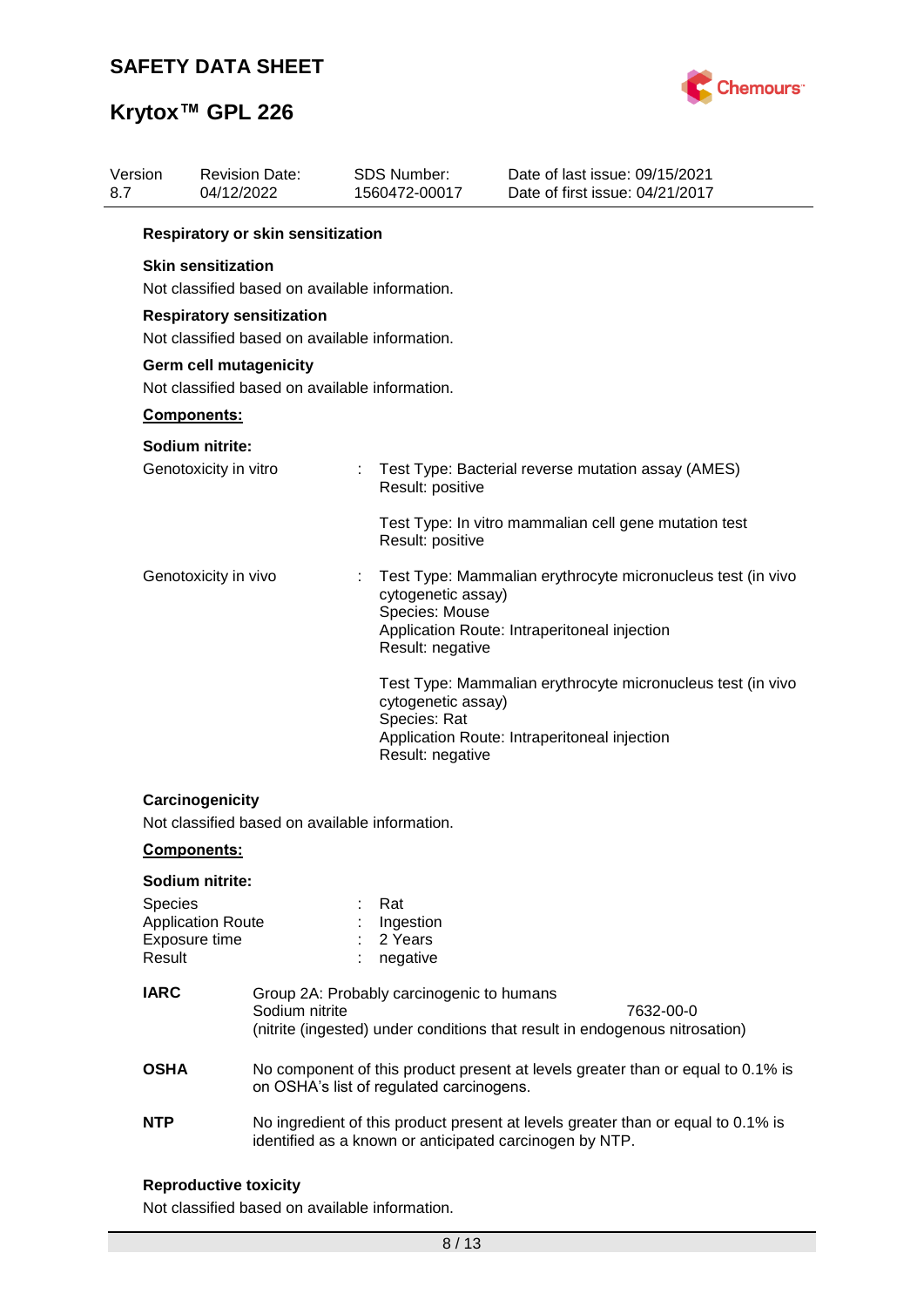**Respiratory or skin sensitization**

**Skin sensitization**

Not classified based on available information.

**Respiratory sensitization**

Not classified based on available information.

**Germ cell mutagenicity**

Not classified based on available information.

**Components:**

**Sodium nitrite:**

Genotoxicity in vitro : Test Type: Bacterial reverse mutation assay (AMES)
Result: positive

Test Type: In vitro mammalian cell gene mutation test
Result: positive

Genotoxicity in vivo : Test Type: Mammalian erythrocyte micronucleus test (in vivo cytogenetic assay)
Species: Mouse
Application Route: Intraperitoneal injection
Result: negative

Test Type: Mammalian erythrocyte micronucleus test (in vivo cytogenetic assay)
Species: Rat
Application Route: Intraperitoneal injection
Result: negative

**Carcinogenicity**

Not classified based on available information.

**Components:**

**Sodium nitrite:**

Species : Rat
Application Route : Ingestion
Exposure time : 2 Years
Result : negative

**IARC** Group 2A: Probably carcinogenic to humans
Sodium nitrite 7632-00-0
(nitrite (ingested) under conditions that result in endogenous nitrosation)

**OSHA** No component of this product present at levels greater than or equal to 0.1% is on OSHA's list of regulated carcinogens.

**NTP** No ingredient of this product present at levels greater than or equal to 0.1% is identified as a known or anticipated carcinogen by NTP.

**Reproductive toxicity**

Not classified based on available information.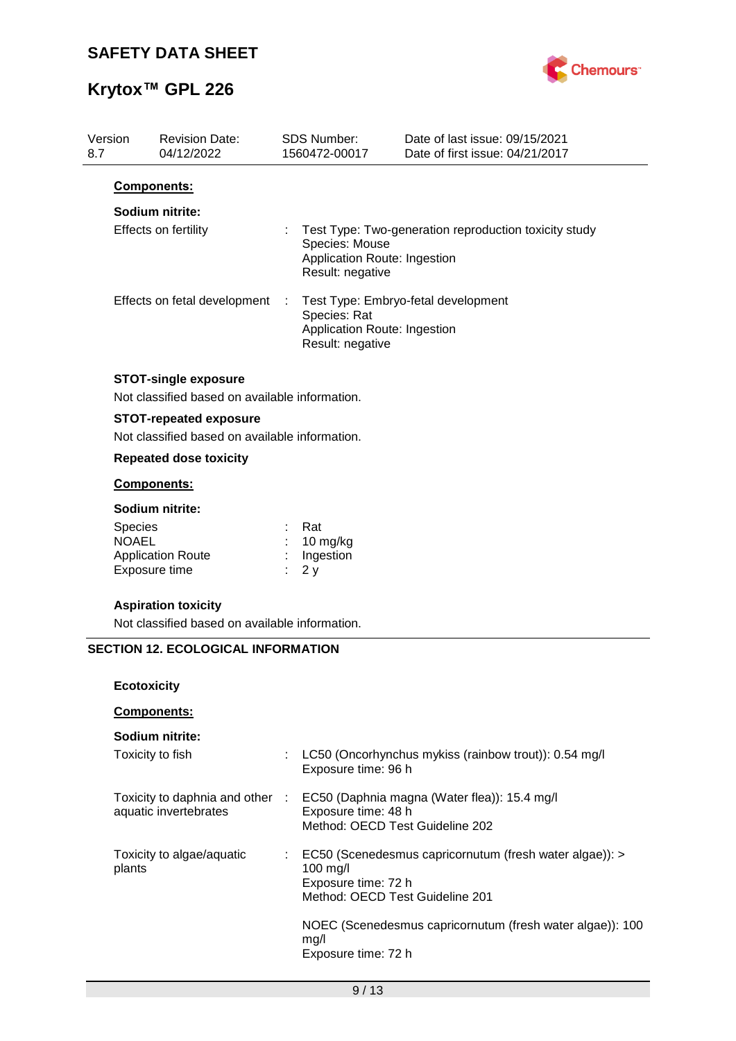**Components:**

**Sodium nitrite:**

| | | |
|---|---|---|
| Effects on fertility | : | Test Type: Two-generation reproduction toxicity study<br>Species: Mouse<br>Application Route: Ingestion<br>Result: negative |
| Effects on fetal development | : | Test Type: Embryo-fetal development<br>Species: Rat<br>Application Route: Ingestion<br>Result: negative |

**STOT-single exposure**

Not classified based on available information.

**STOT-repeated exposure**

Not classified based on available information.

**Repeated dose toxicity**

**Components:**

**Sodium nitrite:**

| | | |
|---|---|---|
| Species | : | Rat |
| NOAEL | : | 10 mg/kg |
| Application Route | : | Ingestion |
| Exposure time | : | 2 y |

**Aspiration toxicity**

Not classified based on available information.

## SECTION 12. ECOLOGICAL INFORMATION

**Ecotoxicity**

**Components:**

**Sodium nitrite:**

| | | |
|---|---|---|
| Toxicity to fish | : | LC50 (Oncorhynchus mykiss (rainbow trout)): 0.54 mg/l<br>Exposure time: 96 h |
| Toxicity to daphnia and other aquatic invertebrates | : | EC50 (Daphnia magna (Water flea)): 15.4 mg/l<br>Exposure time: 48 h<br>Method: OECD Test Guideline 202 |
| Toxicity to algae/aquatic plants | : | EC50 (Scenedesmus capricornutum (fresh water algae)): > 100 mg/l<br>Exposure time: 72 h<br>Method: OECD Test Guideline 201 |
| | | NOEC (Scenedesmus capricornutum (fresh water algae)): 100 mg/l<br>Exposure time: 72 h |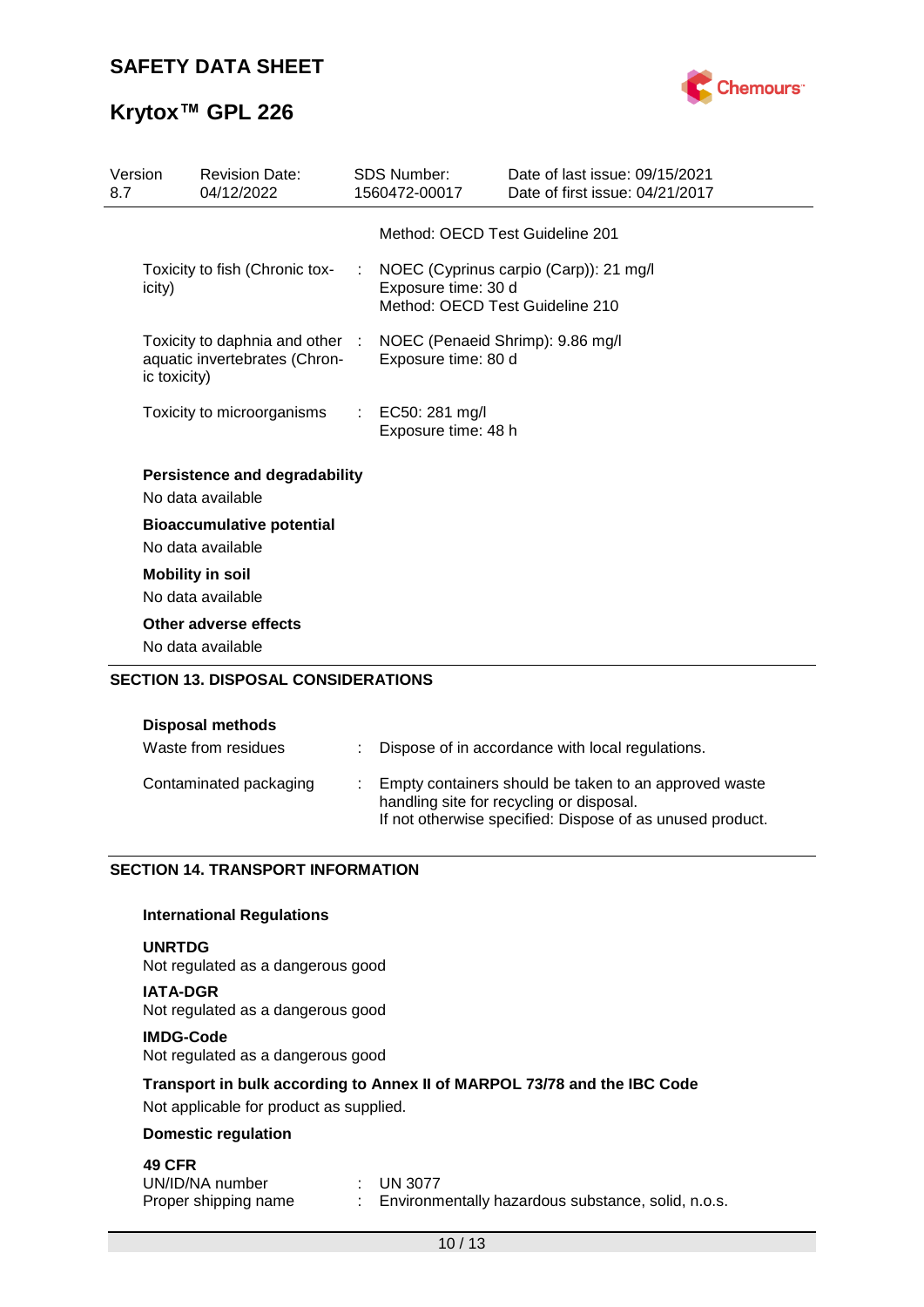| | | | |
|---|---|---|---|
| Version 8.7 | Revision Date: 04/12/2022 | SDS Number: 1560472-00017 | Date of last issue: 09/15/2021<br>Date of first issue: 04/21/2017 |

Method: OECD Test Guideline 201

| | | |
|---|---|---|
| Toxicity to fish (Chronic toxicity) | : | NOEC (Cyprinus carpio (Carp)): 21 mg/l<br>Exposure time: 30 d<br>Method: OECD Test Guideline 210 |
| Toxicity to daphnia and other aquatic invertebrates (Chronic toxicity) | : | NOEC (Penaeid Shrimp): 9.86 mg/l<br>Exposure time: 80 d |
| Toxicity to microorganisms | : | EC50: 281 mg/l<br>Exposure time: 48 h |

**Persistence and degradability**

No data available

**Bioaccumulative potential**

No data available

**Mobility in soil**

No data available

**Other adverse effects**

No data available

## SECTION 13. DISPOSAL CONSIDERATIONS

**Disposal methods**

| | | |
|---|---|---|
| Waste from residues | : | Dispose of in accordance with local regulations. |
| Contaminated packaging | : | Empty containers should be taken to an approved waste handling site for recycling or disposal.<br>If not otherwise specified: Dispose of as unused product. |

## SECTION 14. TRANSPORT INFORMATION

**International Regulations**

**UNRTDG**

Not regulated as a dangerous good

**IATA-DGR**

Not regulated as a dangerous good

**IMDG-Code**

Not regulated as a dangerous good

**Transport in bulk according to Annex II of MARPOL 73/78 and the IBC Code**

Not applicable for product as supplied.

**Domestic regulation**

**49 CFR**

| | | |
|---|---|---|
| UN/ID/NA number | : | UN 3077 |
| Proper shipping name | : | Environmentally hazardous substance, solid, n.o.s. |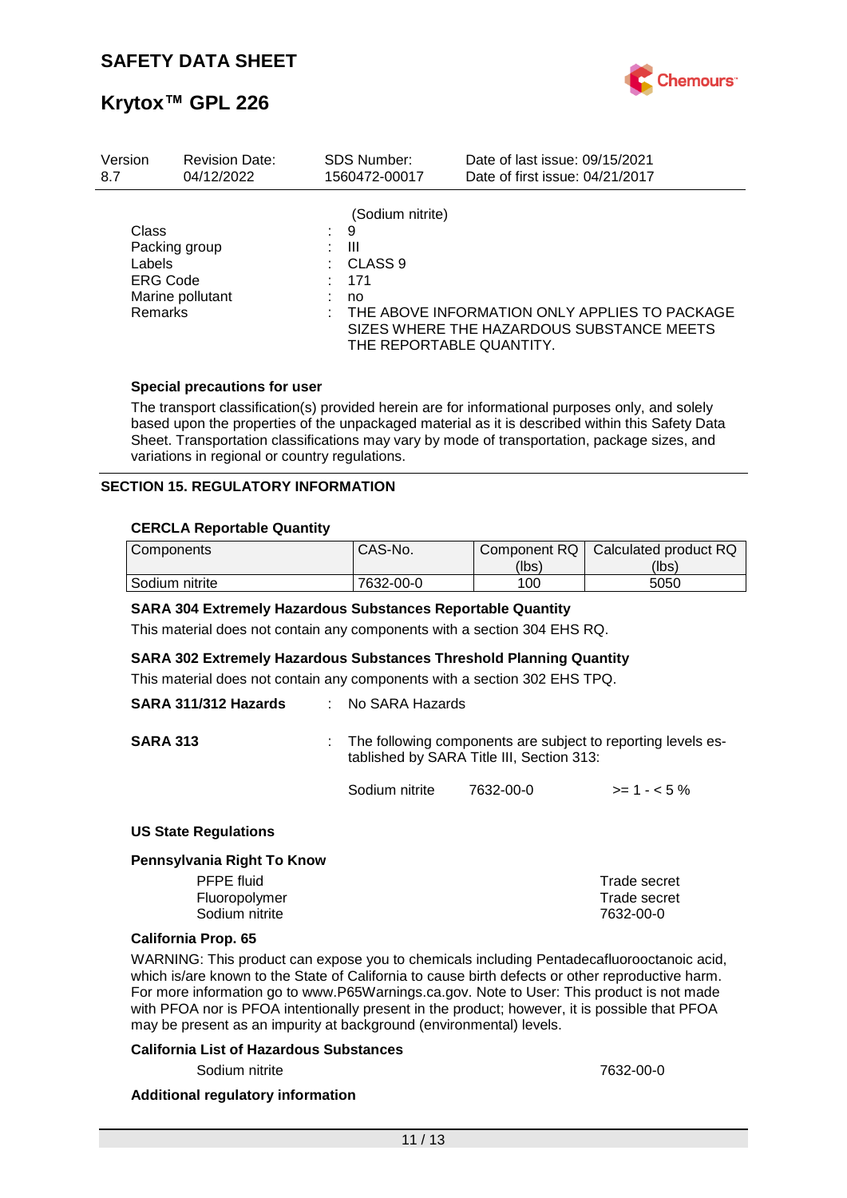(Sodium nitrite)

| | | |
|---|---|---|
| Class | : | 9 |
| Packing group | : | III |
| Labels | : | CLASS 9 |
| ERG Code | : | 171 |
| Marine pollutant | : | no |
| Remarks | : | THE ABOVE INFORMATION ONLY APPLIES TO PACKAGE SIZES WHERE THE HAZARDOUS SUBSTANCE MEETS THE REPORTABLE QUANTITY. |

**Special precautions for user**

The transport classification(s) provided herein are for informational purposes only, and solely based upon the properties of the unpackaged material as it is described within this Safety Data Sheet. Transportation classifications may vary by mode of transportation, package sizes, and variations in regional or country regulations.

## SECTION 15. REGULATORY INFORMATION

**CERCLA Reportable Quantity**

| Components | CAS-No. | Component RQ (lbs) | Calculated product RQ (lbs) |
|---|---|---|---|
| Sodium nitrite | 7632-00-0 | 100 | 5050 |

**SARA 304 Extremely Hazardous Substances Reportable Quantity**

This material does not contain any components with a section 304 EHS RQ.

**SARA 302 Extremely Hazardous Substances Threshold Planning Quantity**

This material does not contain any components with a section 302 EHS TPQ.

**SARA 311/312 Hazards** : No SARA Hazards

**SARA 313** : The following components are subject to reporting levels established by SARA Title III, Section 313:

| | | |
|---|---|---|
| Sodium nitrite | 7632-00-0 | >= 1 - < 5 % |

**US State Regulations**

**Pennsylvania Right To Know**

| | |
|---|---|
| PFPE fluid | Trade secret |
| Fluoropolymer | Trade secret |
| Sodium nitrite | 7632-00-0 |

**California Prop. 65**

WARNING: This product can expose you to chemicals including Pentadecafluorooctanoic acid, which is/are known to the State of California to cause birth defects or other reproductive harm. For more information go to www.P65Warnings.ca.gov. Note to User: This product is not made with PFOA nor is PFOA intentionally present in the product; however, it is possible that PFOA may be present as an impurity at background (environmental) levels.

**California List of Hazardous Substances**

| | |
|---|---|
| Sodium nitrite | 7632-00-0 |

**Additional regulatory information**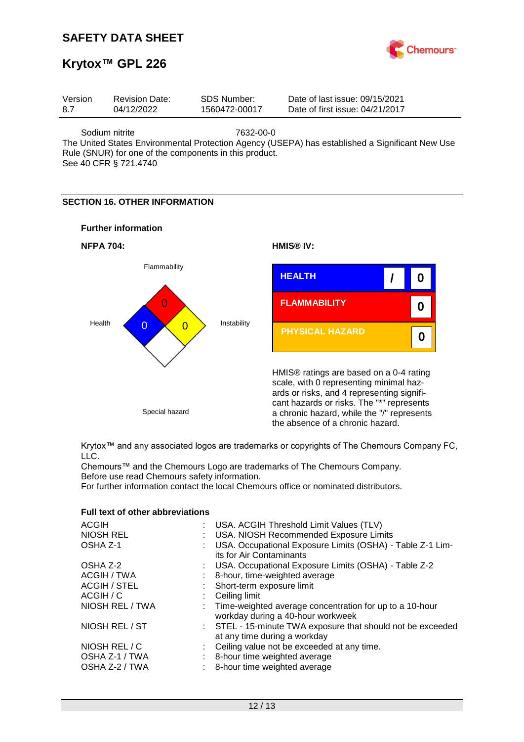Sodium nitrite 7632-00-0

The United States Environmental Protection Agency (USEPA) has established a Significant New Use Rule (SNUR) for one of the components in this product.
See 40 CFR § 721.4740

## SECTION 16. OTHER INFORMATION

### Further information

**NFPA 704:**

Flammability: 0
Health: 0
Instability: 0
Special hazard

**HMIS® IV:**

| | | |
|---|---|---|
| HEALTH | / | 0 |
| FLAMMABILITY | | 0 |
| PHYSICAL HAZARD | | 0 |

HMIS® ratings are based on a 0-4 rating scale, with 0 representing minimal hazards or risks, and 4 representing significant hazards or risks. The "*" represents a chronic hazard, while the "/" represents the absence of a chronic hazard.

Krytox™ and any associated logos are trademarks or copyrights of The Chemours Company FC, LLC.
Chemours™ and the Chemours Logo are trademarks of The Chemours Company.
Before use read Chemours safety information.
For further information contact the local Chemours office or nominated distributors.

### Full text of other abbreviations

| | | |
|---|---|---|
| ACGIH | : | USA. ACGIH Threshold Limit Values (TLV) |
| NIOSH REL | : | USA. NIOSH Recommended Exposure Limits |
| OSHA Z-1 | : | USA. Occupational Exposure Limits (OSHA) - Table Z-1 Limits for Air Contaminants |
| OSHA Z-2 | : | USA. Occupational Exposure Limits (OSHA) - Table Z-2 |
| ACGIH / TWA | : | 8-hour, time-weighted average |
| ACGIH / STEL | : | Short-term exposure limit |
| ACGIH / C | : | Ceiling limit |
| NIOSH REL / TWA | : | Time-weighted average concentration for up to a 10-hour workday during a 40-hour workweek |
| NIOSH REL / ST | : | STEL - 15-minute TWA exposure that should not be exceeded at any time during a workday |
| NIOSH REL / C | : | Ceiling value not be exceeded at any time. |
| OSHA Z-1 / TWA | : | 8-hour time weighted average |
| OSHA Z-2 / TWA | : | 8-hour time weighted average |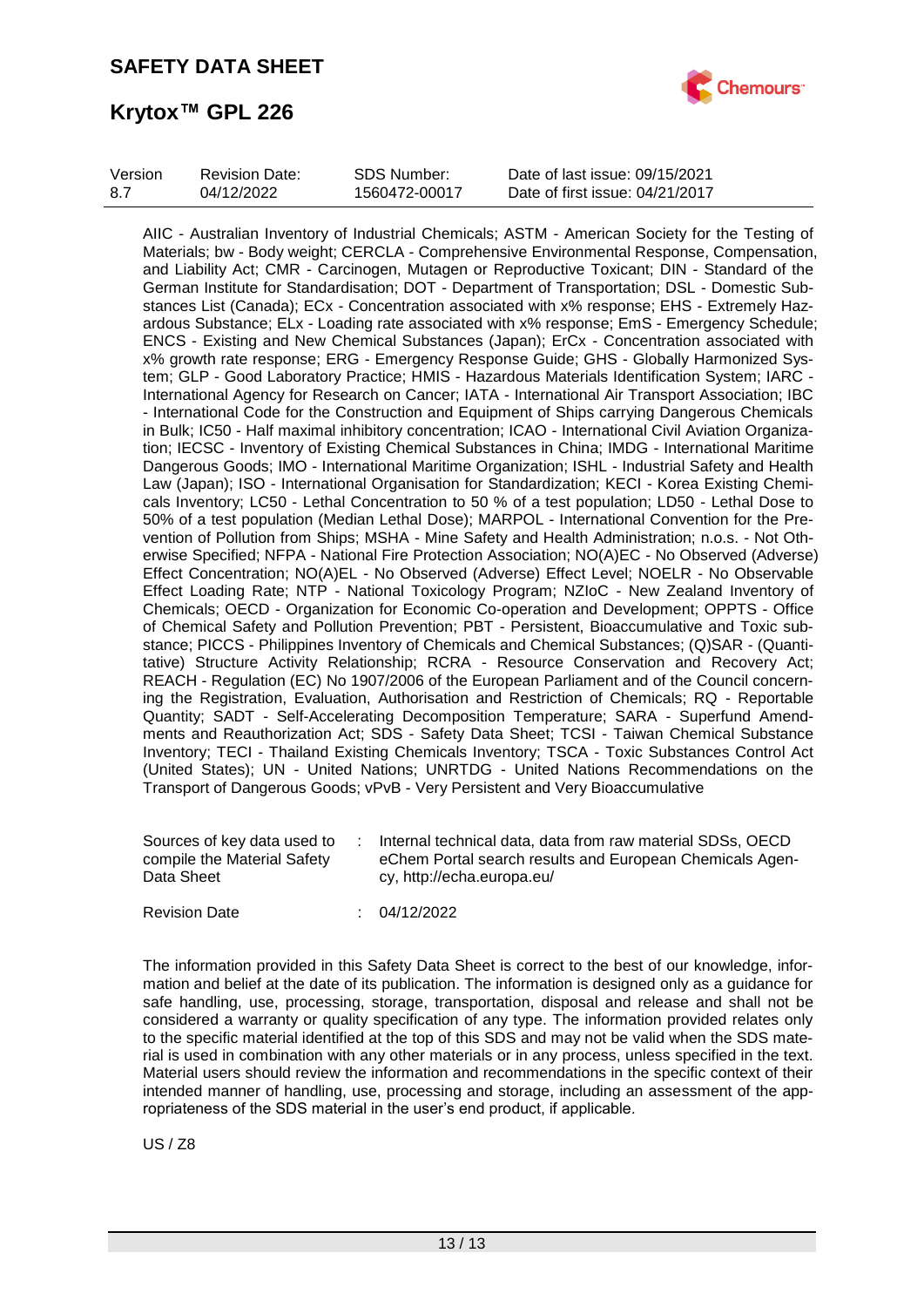AIIC - Australian Inventory of Industrial Chemicals; ASTM - American Society for the Testing of Materials; bw - Body weight; CERCLA - Comprehensive Environmental Response, Compensation, and Liability Act; CMR - Carcinogen, Mutagen or Reproductive Toxicant; DIN - Standard of the German Institute for Standardisation; DOT - Department of Transportation; DSL - Domestic Substances List (Canada); ECx - Concentration associated with x% response; EHS - Extremely Hazardous Substance; ELx - Loading rate associated with x% response; EmS - Emergency Schedule; ENCS - Existing and New Chemical Substances (Japan); ErCx - Concentration associated with x% growth rate response; ERG - Emergency Response Guide; GHS - Globally Harmonized System; GLP - Good Laboratory Practice; HMIS - Hazardous Materials Identification System; IARC - International Agency for Research on Cancer; IATA - International Air Transport Association; IBC - International Code for the Construction and Equipment of Ships carrying Dangerous Chemicals in Bulk; IC50 - Half maximal inhibitory concentration; ICAO - International Civil Aviation Organization; IECSC - Inventory of Existing Chemical Substances in China; IMDG - International Maritime Dangerous Goods; IMO - International Maritime Organization; ISHL - Industrial Safety and Health Law (Japan); ISO - International Organisation for Standardization; KECI - Korea Existing Chemicals Inventory; LC50 - Lethal Concentration to 50 % of a test population; LD50 - Lethal Dose to 50% of a test population (Median Lethal Dose); MARPOL - International Convention for the Prevention of Pollution from Ships; MSHA - Mine Safety and Health Administration; n.o.s. - Not Otherwise Specified; NFPA - National Fire Protection Association; NO(A)EC - No Observed (Adverse) Effect Concentration; NO(A)EL - No Observed (Adverse) Effect Level; NOELR - No Observable Effect Loading Rate; NTP - National Toxicology Program; NZIoC - New Zealand Inventory of Chemicals; OECD - Organization for Economic Co-operation and Development; OPPTS - Office of Chemical Safety and Pollution Prevention; PBT - Persistent, Bioaccumulative and Toxic substance; PICCS - Philippines Inventory of Chemicals and Chemical Substances; (Q)SAR - (Quantitative) Structure Activity Relationship; RCRA - Resource Conservation and Recovery Act; REACH - Regulation (EC) No 1907/2006 of the European Parliament and of the Council concerning the Registration, Evaluation, Authorisation and Restriction of Chemicals; RQ - Reportable Quantity; SADT - Self-Accelerating Decomposition Temperature; SARA - Superfund Amendments and Reauthorization Act; SDS - Safety Data Sheet; TCSI - Taiwan Chemical Substance Inventory; TECI - Thailand Existing Chemicals Inventory; TSCA - Toxic Substances Control Act (United States); UN - United Nations; UNRTDG - United Nations Recommendations on the Transport of Dangerous Goods; vPvB - Very Persistent and Very Bioaccumulative

| | | |
|---|---|---|
| Sources of key data used to compile the Material Safety Data Sheet | : | Internal technical data, data from raw material SDSs, OECD eChem Portal search results and European Chemicals Agency, http://echa.europa.eu/ |
| Revision Date | : | 04/12/2022 |

The information provided in this Safety Data Sheet is correct to the best of our knowledge, information and belief at the date of its publication. The information is designed only as a guidance for safe handling, use, processing, storage, transportation, disposal and release and shall not be considered a warranty or quality specification of any type. The information provided relates only to the specific material identified at the top of this SDS and may not be valid when the SDS material is used in combination with any other materials or in any process, unless specified in the text. Material users should review the information and recommendations in the specific context of their intended manner of handling, use, processing and storage, including an assessment of the appropriateness of the SDS material in the user's end product, if applicable.

US / Z8